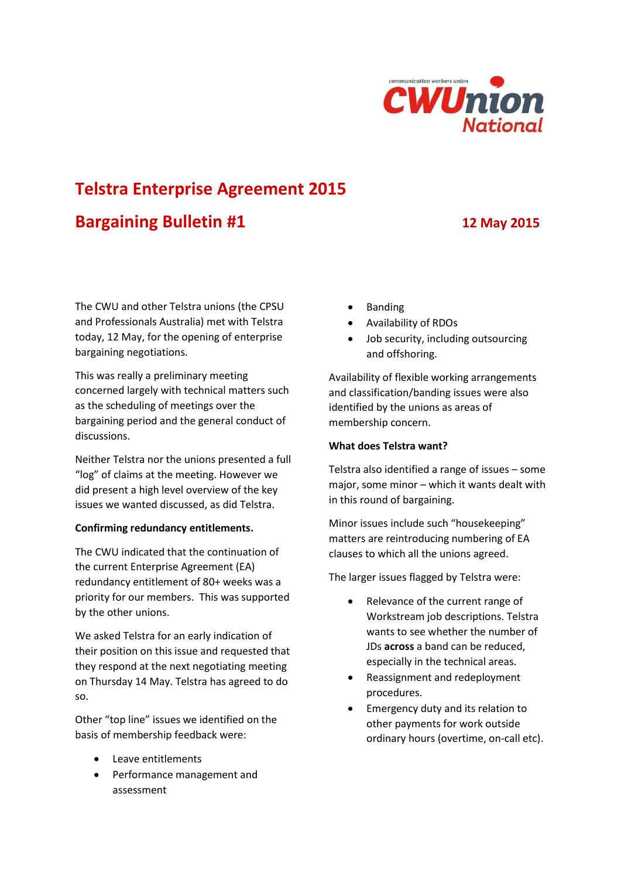communication workers union
CWUnion
National

# Telstra Enterprise Agreement 2015

## Bargaining Bulletin #1

**12 May 2015**

The CWU and other Telstra unions (the CPSU and Professionals Australia) met with Telstra today, 12 May, for the opening of enterprise bargaining negotiations.

This was really a preliminary meeting concerned largely with technical matters such as the scheduling of meetings over the bargaining period and the general conduct of discussions.

Neither Telstra nor the unions presented a full "log" of claims at the meeting. However we did present a high level overview of the key issues we wanted discussed, as did Telstra.

**Confirming redundancy entitlements.**

The CWU indicated that the continuation of the current Enterprise Agreement (EA) redundancy entitlement of 80+ weeks was a priority for our members. This was supported by the other unions.

We asked Telstra for an early indication of their position on this issue and requested that they respond at the next negotiating meeting on Thursday 14 May. Telstra has agreed to do so.

Other "top line" issues we identified on the basis of membership feedback were:

- Leave entitlements
- Performance management and assessment
- Banding
- Availability of RDOs
- Job security, including outsourcing and offshoring.

Availability of flexible working arrangements and classification/banding issues were also identified by the unions as areas of membership concern.

**What does Telstra want?**

Telstra also identified a range of issues – some major, some minor – which it wants dealt with in this round of bargaining.

Minor issues include such "housekeeping" matters are reintroducing numbering of EA clauses to which all the unions agreed.

The larger issues flagged by Telstra were:

- Relevance of the current range of Workstream job descriptions. Telstra wants to see whether the number of JDs **across** a band can be reduced, especially in the technical areas.
- Reassignment and redeployment procedures.
- Emergency duty and its relation to other payments for work outside ordinary hours (overtime, on-call etc).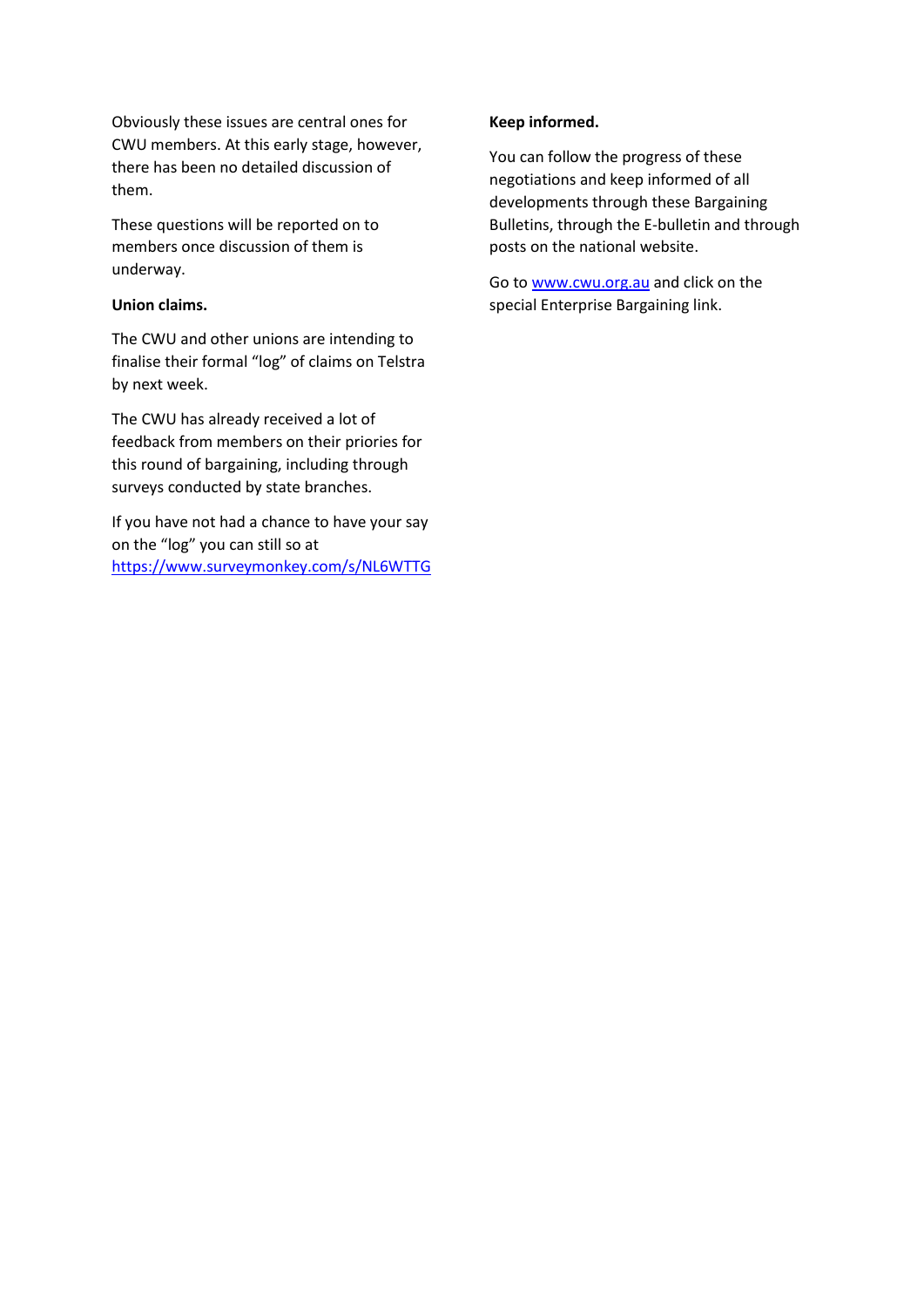Obviously these issues are central ones for CWU members. At this early stage, however, there has been no detailed discussion of them.

These questions will be reported on to members once discussion of them is underway.

**Union claims.**

The CWU and other unions are intending to finalise their formal "log" of claims on Telstra by next week.

The CWU has already received a lot of feedback from members on their priories for this round of bargaining, including through surveys conducted by state branches.

If you have not had a chance to have your say on the "log" you can still so at https://www.surveymonkey.com/s/NL6WTTG

**Keep informed.**

You can follow the progress of these negotiations and keep informed of all developments through these Bargaining Bulletins, through the E-bulletin and through posts on the national website.

Go to www.cwu.org.au and click on the special Enterprise Bargaining link.